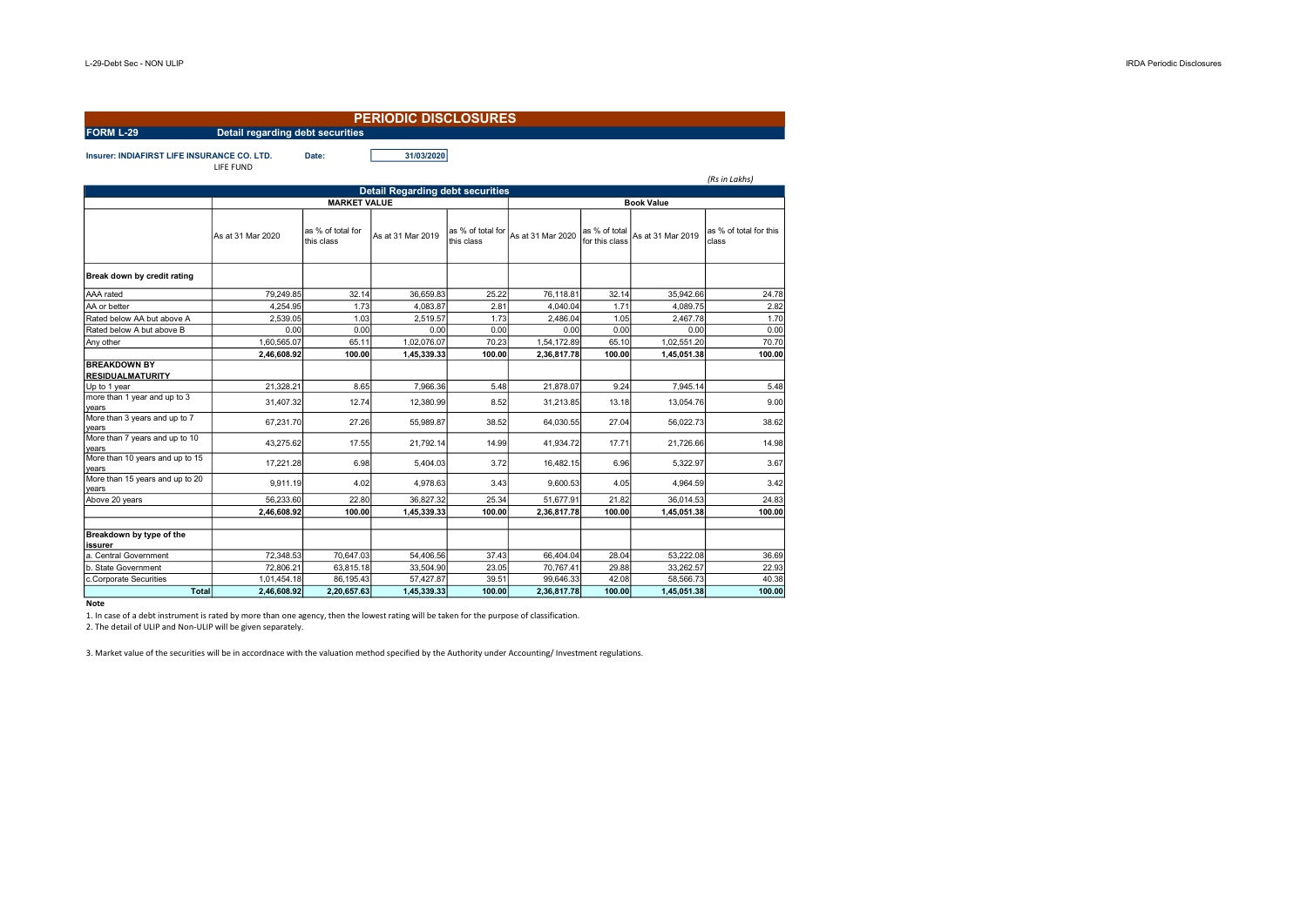# PERIODIC DISCLOSURES

**FORM L-29** **Detail regarding debt securities**

**Insurer: INDIAFIRST LIFE INSURANCE CO. LTD.** **Date:** 31/03/2020

LIFE FUND

*(Rs in Lakhs)*

| Detail Regarding debt securities | | | | | | | | |
|---|---|---|---|---|---|---|---|---|
| | MARKET VALUE | | | | Book Value | | | |
| | As at 31 Mar 2020 | as % of total for this class | As at 31 Mar 2019 | as % of total for this class | As at 31 Mar 2020 | as % of total for this class | As at 31 Mar 2019 | as % of total for this class |
| **Break down by credit rating** | | | | | | | | |
| AAA rated | 79,249.85 | 32.14 | 36,659.83 | 25.22 | 76,118.81 | 32.14 | 35,942.66 | 24.78 |
| AA or better | 4,254.95 | 1.73 | 4,083.87 | 2.81 | 4,040.04 | 1.71 | 4,089.75 | 2.82 |
| Rated below AA but above A | 2,539.05 | 1.03 | 2,519.57 | 1.73 | 2,486.04 | 1.05 | 2,467.78 | 1.70 |
| Rated below A but above B | 0.00 | 0.00 | 0.00 | 0.00 | 0.00 | 0.00 | 0.00 | 0.00 |
| Any other | 1,60,565.07 | 65.11 | 1,02,076.07 | 70.23 | 1,54,172.89 | 65.10 | 1,02,551.20 | 70.70 |
| | **2,46,608.92** | **100.00** | **1,45,339.33** | **100.00** | **2,36,817.78** | **100.00** | **1,45,051.38** | **100.00** |
| **BREAKDOWN BY RESIDUALMATURITY** | | | | | | | | |
| Up to 1 year | 21,328.21 | 8.65 | 7,966.36 | 5.48 | 21,878.07 | 9.24 | 7,945.14 | 5.48 |
| more than 1 year and up to 3 years | 31,407.32 | 12.74 | 12,380.99 | 8.52 | 31,213.85 | 13.18 | 13,054.76 | 9.00 |
| More than 3 years and up to 7 years | 67,231.70 | 27.26 | 55,989.87 | 38.52 | 64,030.55 | 27.04 | 56,022.73 | 38.62 |
| More than 7 years and up to 10 years | 43,275.62 | 17.55 | 21,792.14 | 14.99 | 41,934.72 | 17.71 | 21,726.66 | 14.98 |
| More than 10 years and up to 15 years | 17,221.28 | 6.98 | 5,404.03 | 3.72 | 16,482.15 | 6.96 | 5,322.97 | 3.67 |
| More than 15 years and up to 20 years | 9,911.19 | 4.02 | 4,978.63 | 3.43 | 9,600.53 | 4.05 | 4,964.59 | 3.42 |
| Above 20 years | 56,233.60 | 22.80 | 36,827.32 | 25.34 | 51,677.91 | 21.82 | 36,014.53 | 24.83 |
| | **2,46,608.92** | **100.00** | **1,45,339.33** | **100.00** | **2,36,817.78** | **100.00** | **1,45,051.38** | **100.00** |
| **Breakdown by type of the issurer** | | | | | | | | |
| a. Central Government | 72,348.53 | 70,647.03 | 54,406.56 | 37.43 | 66,404.04 | 28.04 | 53,222.08 | 36.69 |
| b. State Government | 72,806.21 | 63,815.18 | 33,504.90 | 23.05 | 70,767.41 | 29.88 | 33,262.57 | 22.93 |
| c.Corporate Securities | 1,01,454.18 | 86,195.43 | 57,427.87 | 39.51 | 99,646.33 | 42.08 | 58,566.73 | 40.38 |
| **Total** | **2,46,608.92** | **2,20,657.63** | **1,45,339.33** | **100.00** | **2,36,817.78** | **100.00** | **1,45,051.38** | **100.00** |

**Note**

1. In case of a debt instrument is rated by more than one agency, then the lowest rating will be taken for the purpose of classification.
2. The detail of ULIP and Non-ULIP will be given separately.
3. Market value of the securities will be in accordnace with the valuation method specified by the Authority under Accounting/ Investment regulations.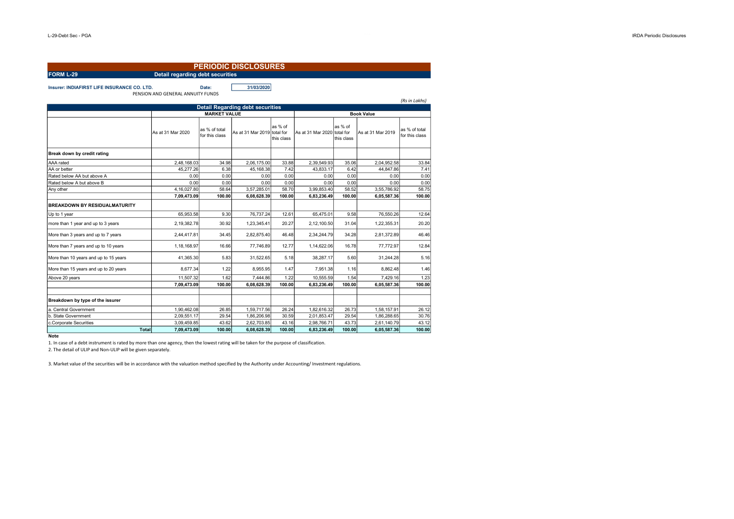# PERIODIC DISCLOSURES

**FORM L-29** **Detail regarding debt securities**

**Insurer: INDIAFIRST LIFE INSURANCE CO. LTD.** **Date:** 31/03/2020

PENSION AND GENERAL ANNUITY FUNDS

*(Rs in Lakhs)*

| Detail Regarding debt securities | | | | | | | | |
|---|---|---|---|---|---|---|---|---|
| | MARKET VALUE | | | | Book Value | | | |
| | As at 31 Mar 2020 | as % of total for this class | As at 31 Mar 2019 | as % of total for this class | As at 31 Mar 2020 | as % of total for this class | As at 31 Mar 2019 | as % of total for this class |
| **Break down by credit rating** | | | | | | | | |
| AAA rated | 2,48,168.03 | 34.98 | 2,06,175.00 | 33.88 | 2,39,549.93 | 35.06 | 2,04,952.58 | 33.84 |
| AA or better | 45,277.26 | 6.38 | 45,168.38 | 7.42 | 43,833.17 | 6.42 | 44,847.86 | 7.41 |
| Rated below AA but above A | 0.00 | 0.00 | 0.00 | 0.00 | 0.00 | 0.00 | 0.00 | 0.00 |
| Rated below A but above B | 0.00 | 0.00 | 0.00 | 0.00 | 0.00 | 0.00 | 0.00 | 0.00 |
| Any other | 4,16,027.80 | 58.64 | 3,57,285.01 | 58.70 | 3,99,853.40 | 58.52 | 3,55,786.92 | 58.75 |
| | **7,09,473.09** | **100.00** | **6,08,628.39** | **100.00** | **6,83,236.49** | **100.00** | **6,05,587.36** | **100.00** |
| **BREAKDOWN BY RESIDUALMATURITY** | | | | | | | | |
| Up to 1 year | 65,953.58 | 9.30 | 76,737.24 | 12.61 | 65,475.01 | 9.58 | 76,550.26 | 12.64 |
| more than 1 year and up to 3 years | 2,19,382.78 | 30.92 | 1,23,345.41 | 20.27 | 2,12,100.50 | 31.04 | 1,22,355.31 | 20.20 |
| More than 3 years and up to 7 years | 2,44,417.81 | 34.45 | 2,82,875.40 | 46.48 | 2,34,244.79 | 34.28 | 2,81,372.89 | 46.46 |
| More than 7 years and up to 10 years | 1,18,168.97 | 16.66 | 77,746.89 | 12.77 | 1,14,622.06 | 16.78 | 77,772.97 | 12.84 |
| More than 10 years and up to 15 years | 41,365.30 | 5.83 | 31,522.65 | 5.18 | 38,287.17 | 5.60 | 31,244.28 | 5.16 |
| More than 15 years and up to 20 years | 8,677.34 | 1.22 | 8,955.95 | 1.47 | 7,951.38 | 1.16 | 8,862.48 | 1.46 |
| Above 20 years | 11,507.32 | 1.62 | 7,444.86 | 1.22 | 10,555.59 | 1.54 | 7,429.16 | 1.23 |
| | **7,09,473.09** | **100.00** | **6,08,628.39** | **100.00** | **6,83,236.49** | **100.00** | **6,05,587.36** | **100.00** |
| **Breakdown by type of the issuer** | | | | | | | | |
| a. Central Government | 1,90,462.08 | 26.85 | 1,59,717.56 | 26.24 | 1,82,616.32 | 26.73 | 1,58,157.91 | 26.12 |
| b. State Government | 2,09,551.17 | 29.54 | 1,86,206.98 | 30.59 | 2,01,853.47 | 29.54 | 1,86,288.65 | 30.76 |
| c.Corporate Securities | 3,09,459.85 | 43.62 | 2,62,703.85 | 43.16 | 2,98,766.71 | 43.73 | 2,61,140.79 | 43.12 |
| **Total** | **7,09,473.09** | **100.00** | **6,08,628.39** | **100.00** | **6,83,236.49** | **100.00** | **6,05,587.36** | **100.00** |

**Note**

1. In case of a debt instrument is rated by more than one agency, then the lowest rating will be taken for the purpose of classification.
2. The detail of ULIP and Non-ULIP will be given separately.
3. Market value of the securities will be in accordance with the valuation method specified by the Authority under Accounting/ Investment regulations.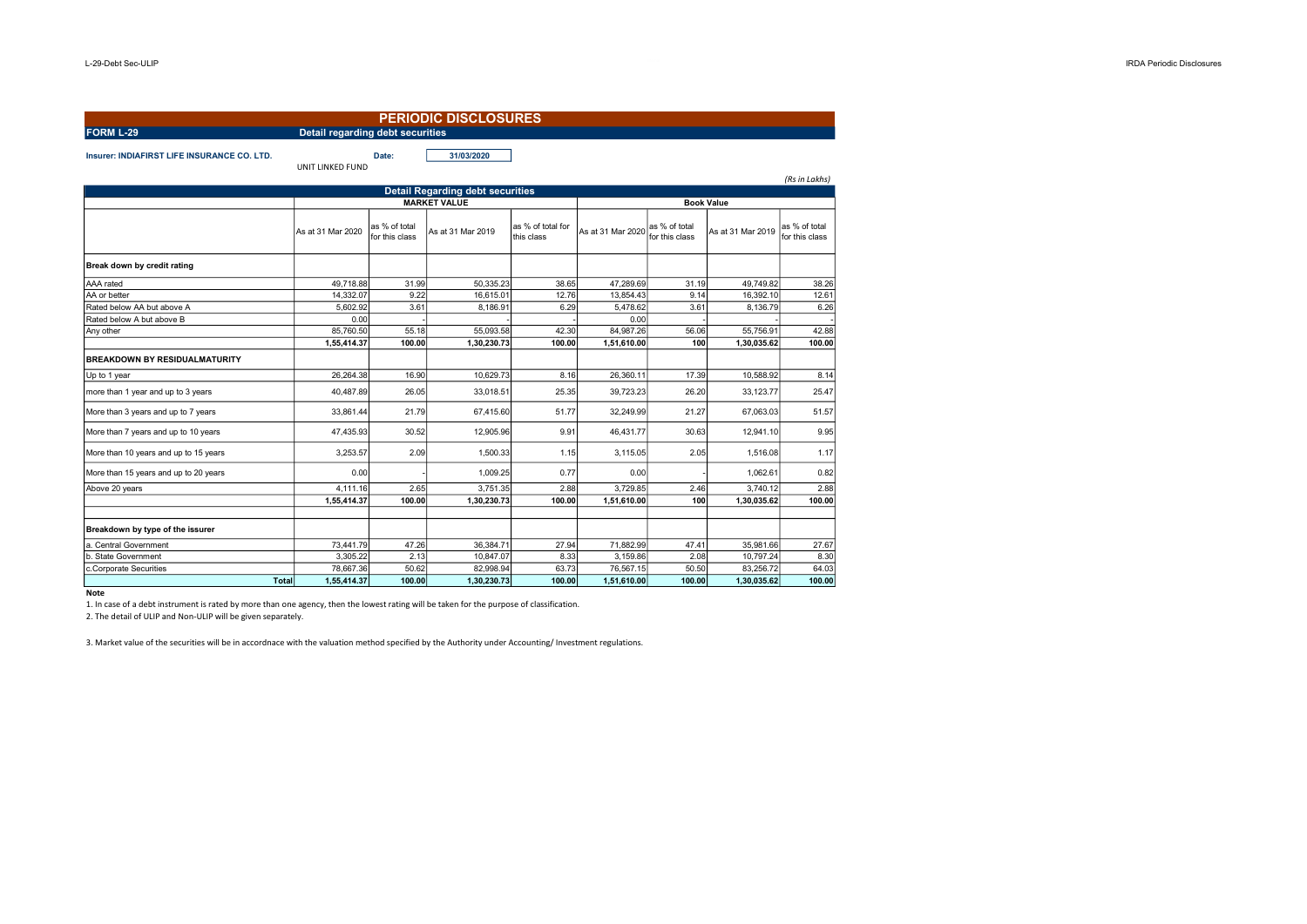# PERIODIC DISCLOSURES

**FORM L-29** **Detail regarding debt securities**

**Insurer: INDIAFIRST LIFE INSURANCE CO. LTD.** **Date:** **31/03/2020**

UNIT LINKED FUND

*(Rs in Lakhs)*

| Detail Regarding debt securities | | | | | | | | |
|---|---|---|---|---|---|---|---|---|
| | MARKET VALUE | | | | Book Value | | | |
| | As at 31 Mar 2020 | as % of total for this class | As at 31 Mar 2019 | as % of total for this class | As at 31 Mar 2020 | as % of total for this class | As at 31 Mar 2019 | as % of total for this class |
| **Break down by credit rating** | | | | | | | | |
| AAA rated | 49,718.88 | 31.99 | 50,335.23 | 38.65 | 47,289.69 | 31.19 | 49,749.82 | 38.26 |
| AA or better | 14,332.07 | 9.22 | 16,615.01 | 12.76 | 13,854.43 | 9.14 | 16,392.10 | 12.61 |
| Rated below AA but above A | 5,602.92 | 3.61 | 8,186.91 | 6.29 | 5,478.62 | 3.61 | 8,136.79 | 6.26 |
| Rated below A but above B | 0.00 | - | - | - | 0.00 | - | - | - |
| Any other | 85,760.50 | 55.18 | 55,093.58 | 42.30 | 84,987.26 | 56.06 | 55,756.91 | 42.88 |
| | **1,55,414.37** | **100.00** | **1,30,230.73** | **100.00** | **1,51,610.00** | **100** | **1,30,035.62** | **100.00** |
| **BREAKDOWN BY RESIDUALMATURITY** | | | | | | | | |
| Up to 1 year | 26,264.38 | 16.90 | 10,629.73 | 8.16 | 26,360.11 | 17.39 | 10,588.92 | 8.14 |
| more than 1 year and up to 3 years | 40,487.89 | 26.05 | 33,018.51 | 25.35 | 39,723.23 | 26.20 | 33,123.77 | 25.47 |
| More than 3 years and up to 7 years | 33,861.44 | 21.79 | 67,415.60 | 51.77 | 32,249.99 | 21.27 | 67,063.03 | 51.57 |
| More than 7 years and up to 10 years | 47,435.93 | 30.52 | 12,905.96 | 9.91 | 46,431.77 | 30.63 | 12,941.10 | 9.95 |
| More than 10 years and up to 15 years | 3,253.57 | 2.09 | 1,500.33 | 1.15 | 3,115.05 | 2.05 | 1,516.08 | 1.17 |
| More than 15 years and up to 20 years | 0.00 | - | 1,009.25 | 0.77 | 0.00 | - | 1,062.61 | 0.82 |
| Above 20 years | 4,111.16 | 2.65 | 3,751.35 | 2.88 | 3,729.85 | 2.46 | 3,740.12 | 2.88 |
| | **1,55,414.37** | **100.00** | **1,30,230.73** | **100.00** | **1,51,610.00** | **100** | **1,30,035.62** | **100.00** |
| **Breakdown by type of the issurer** | | | | | | | | |
| a. Central Government | 73,441.79 | 47.26 | 36,384.71 | 27.94 | 71,882.99 | 47.41 | 35,981.66 | 27.67 |
| b. State Government | 3,305.22 | 2.13 | 10,847.07 | 8.33 | 3,159.86 | 2.08 | 10,797.24 | 8.30 |
| c.Corporate Securities | 78,667.36 | 50.62 | 82,998.94 | 63.73 | 76,567.15 | 50.50 | 83,256.72 | 64.03 |
| **Total** | **1,55,414.37** | **100.00** | **1,30,230.73** | **100.00** | **1,51,610.00** | **100.00** | **1,30,035.62** | **100.00** |

**Note**

1. In case of a debt instrument is rated by more than one agency, then the lowest rating will be taken for the purpose of classification.
2. The detail of ULIP and Non-ULIP will be given separately.
3. Market value of the securities will be in accordnace with the valuation method specified by the Authority under Accounting/ Investment regulations.